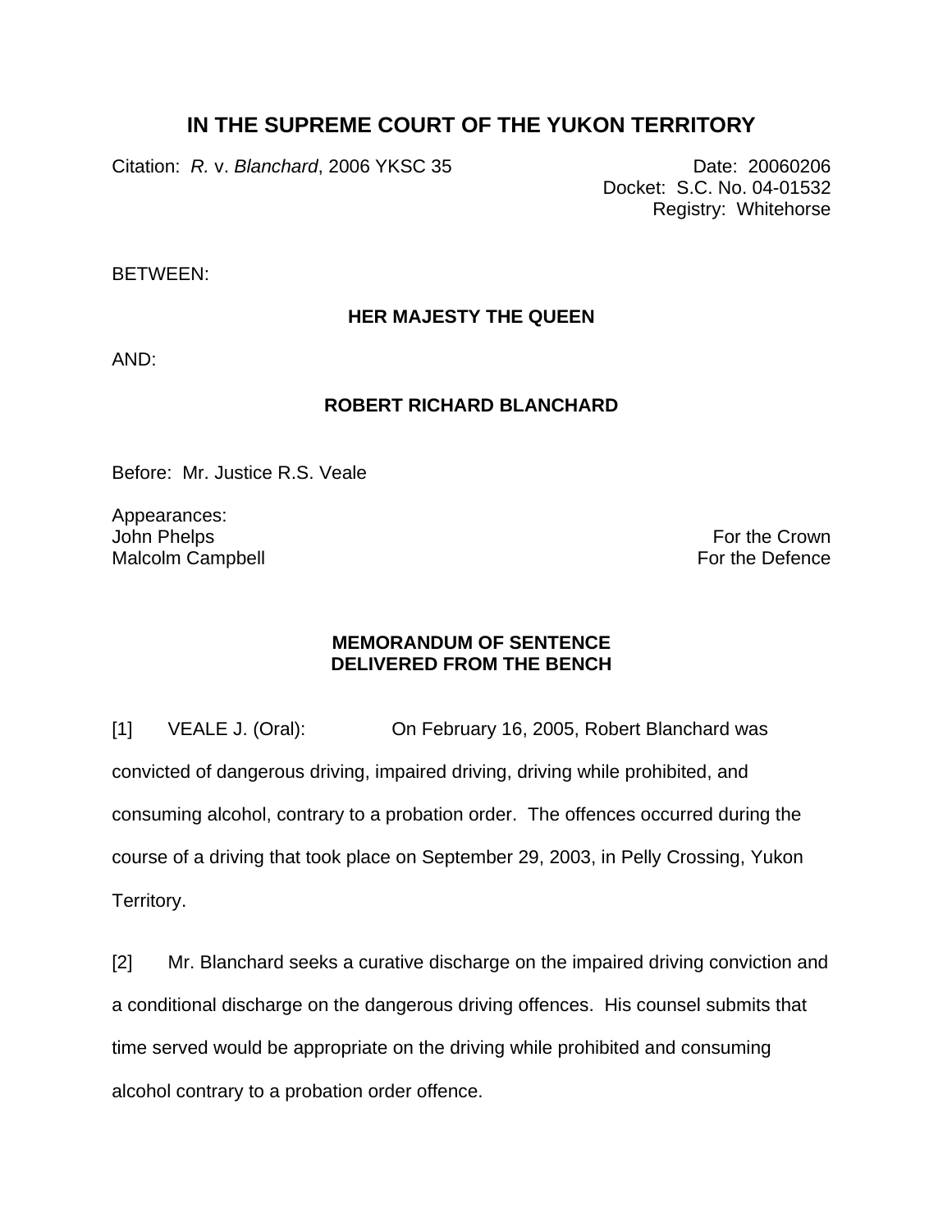# IN THE SUPREME COURT OF THE YUKON TERRITORY

Citation: *R.* v. *Blanchard*, 2006 YKSC 35

Date: 20060206
Docket: S.C. No. 04-01532
Registry: Whitehorse

BETWEEN:

**HER MAJESTY THE QUEEN**

AND:

**ROBERT RICHARD BLANCHARD**

Before: Mr. Justice R.S. Veale

Appearances:

| | |
|---|---|
| John Phelps | For the Crown |
| Malcolm Campbell | For the Defence |

**MEMORANDUM OF SENTENCE**
**DELIVERED FROM THE BENCH**

[1] VEALE J. (Oral): On February 16, 2005, Robert Blanchard was convicted of dangerous driving, impaired driving, driving while prohibited, and consuming alcohol, contrary to a probation order. The offences occurred during the course of a driving that took place on September 29, 2003, in Pelly Crossing, Yukon Territory.

[2] Mr. Blanchard seeks a curative discharge on the impaired driving conviction and a conditional discharge on the dangerous driving offences. His counsel submits that time served would be appropriate on the driving while prohibited and consuming alcohol contrary to a probation order offence.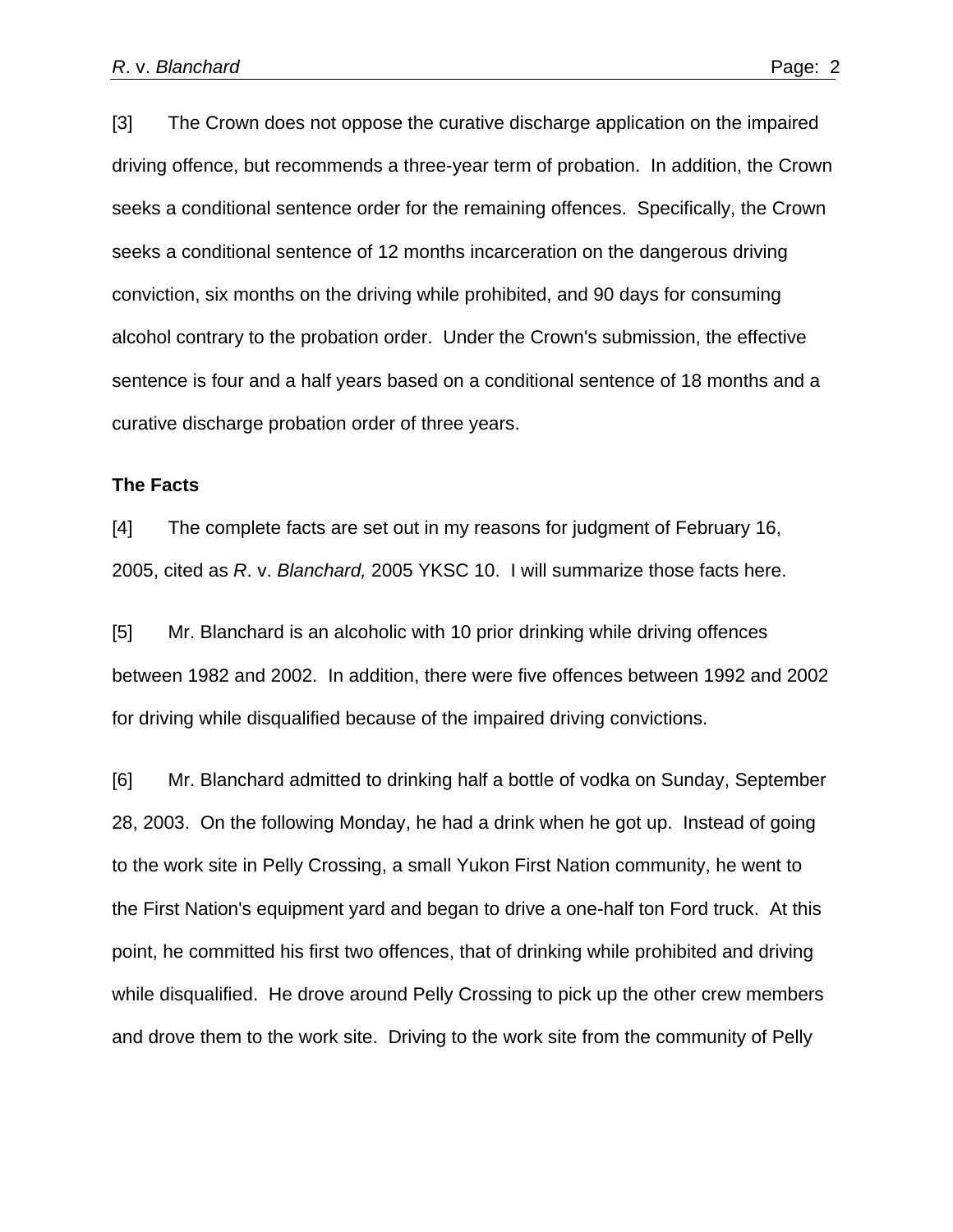[3] The Crown does not oppose the curative discharge application on the impaired driving offence, but recommends a three-year term of probation. In addition, the Crown seeks a conditional sentence order for the remaining offences. Specifically, the Crown seeks a conditional sentence of 12 months incarceration on the dangerous driving conviction, six months on the driving while prohibited, and 90 days for consuming alcohol contrary to the probation order. Under the Crown's submission, the effective sentence is four and a half years based on a conditional sentence of 18 months and a curative discharge probation order of three years.

**The Facts**

[4] The complete facts are set out in my reasons for judgment of February 16, 2005, cited as *R*. v. *Blanchard,* 2005 YKSC 10. I will summarize those facts here.

[5] Mr. Blanchard is an alcoholic with 10 prior drinking while driving offences between 1982 and 2002. In addition, there were five offences between 1992 and 2002 for driving while disqualified because of the impaired driving convictions.

[6] Mr. Blanchard admitted to drinking half a bottle of vodka on Sunday, September 28, 2003. On the following Monday, he had a drink when he got up. Instead of going to the work site in Pelly Crossing, a small Yukon First Nation community, he went to the First Nation's equipment yard and began to drive a one-half ton Ford truck. At this point, he committed his first two offences, that of drinking while prohibited and driving while disqualified. He drove around Pelly Crossing to pick up the other crew members and drove them to the work site. Driving to the work site from the community of Pelly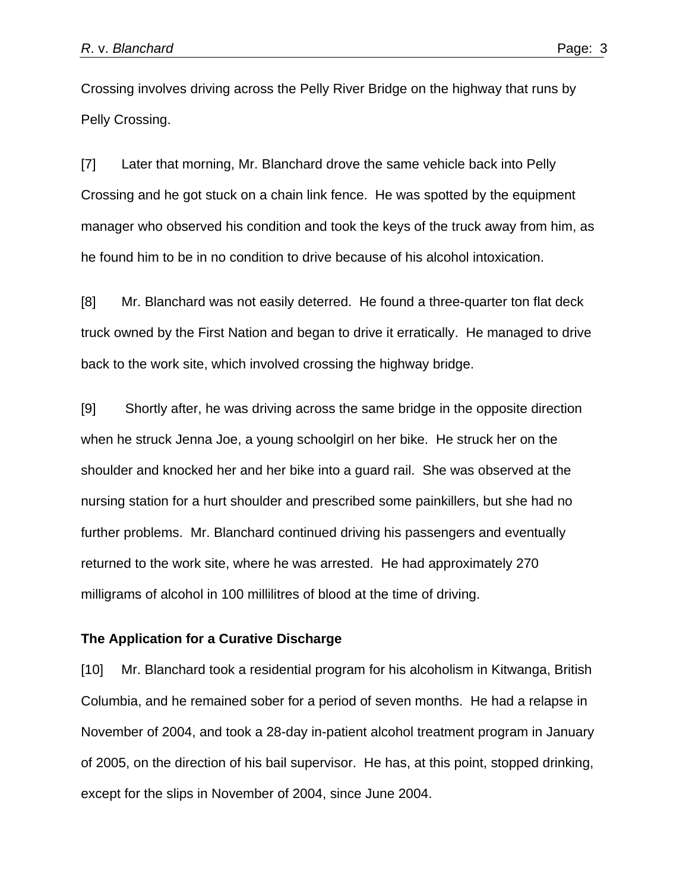Crossing involves driving across the Pelly River Bridge on the highway that runs by Pelly Crossing.

[7] Later that morning, Mr. Blanchard drove the same vehicle back into Pelly Crossing and he got stuck on a chain link fence. He was spotted by the equipment manager who observed his condition and took the keys of the truck away from him, as he found him to be in no condition to drive because of his alcohol intoxication.

[8] Mr. Blanchard was not easily deterred. He found a three-quarter ton flat deck truck owned by the First Nation and began to drive it erratically. He managed to drive back to the work site, which involved crossing the highway bridge.

[9] Shortly after, he was driving across the same bridge in the opposite direction when he struck Jenna Joe, a young schoolgirl on her bike. He struck her on the shoulder and knocked her and her bike into a guard rail. She was observed at the nursing station for a hurt shoulder and prescribed some painkillers, but she had no further problems. Mr. Blanchard continued driving his passengers and eventually returned to the work site, where he was arrested. He had approximately 270 milligrams of alcohol in 100 millilitres of blood at the time of driving.

**The Application for a Curative Discharge**

[10] Mr. Blanchard took a residential program for his alcoholism in Kitwanga, British Columbia, and he remained sober for a period of seven months. He had a relapse in November of 2004, and took a 28-day in-patient alcohol treatment program in January of 2005, on the direction of his bail supervisor. He has, at this point, stopped drinking, except for the slips in November of 2004, since June 2004.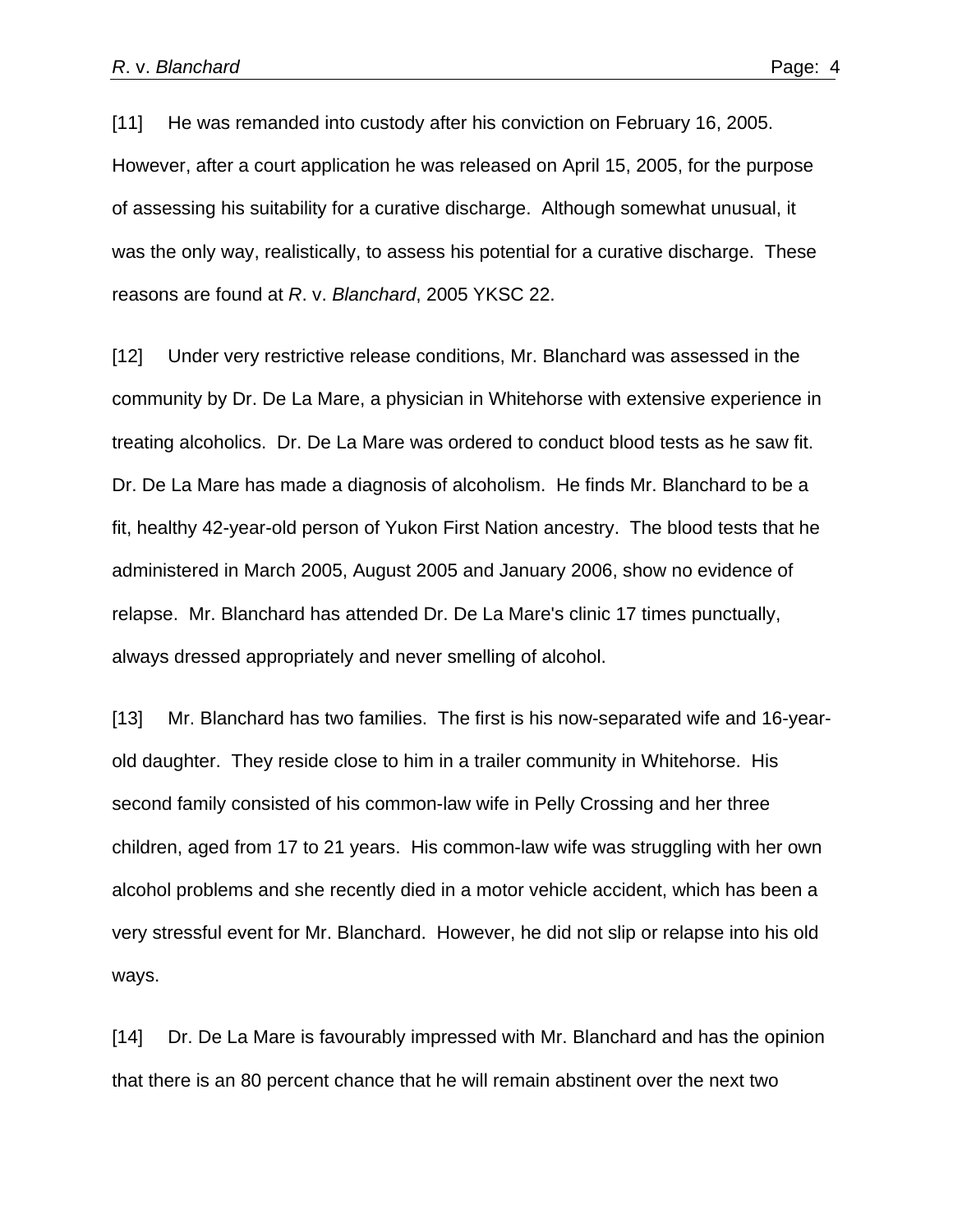[11] He was remanded into custody after his conviction on February 16, 2005. However, after a court application he was released on April 15, 2005, for the purpose of assessing his suitability for a curative discharge. Although somewhat unusual, it was the only way, realistically, to assess his potential for a curative discharge. These reasons are found at *R*. v. *Blanchard*, 2005 YKSC 22.

[12] Under very restrictive release conditions, Mr. Blanchard was assessed in the community by Dr. De La Mare, a physician in Whitehorse with extensive experience in treating alcoholics. Dr. De La Mare was ordered to conduct blood tests as he saw fit. Dr. De La Mare has made a diagnosis of alcoholism. He finds Mr. Blanchard to be a fit, healthy 42-year-old person of Yukon First Nation ancestry. The blood tests that he administered in March 2005, August 2005 and January 2006, show no evidence of relapse. Mr. Blanchard has attended Dr. De La Mare's clinic 17 times punctually, always dressed appropriately and never smelling of alcohol.

[13] Mr. Blanchard has two families. The first is his now-separated wife and 16-year-old daughter. They reside close to him in a trailer community in Whitehorse. His second family consisted of his common-law wife in Pelly Crossing and her three children, aged from 17 to 21 years. His common-law wife was struggling with her own alcohol problems and she recently died in a motor vehicle accident, which has been a very stressful event for Mr. Blanchard. However, he did not slip or relapse into his old ways.

[14] Dr. De La Mare is favourably impressed with Mr. Blanchard and has the opinion that there is an 80 percent chance that he will remain abstinent over the next two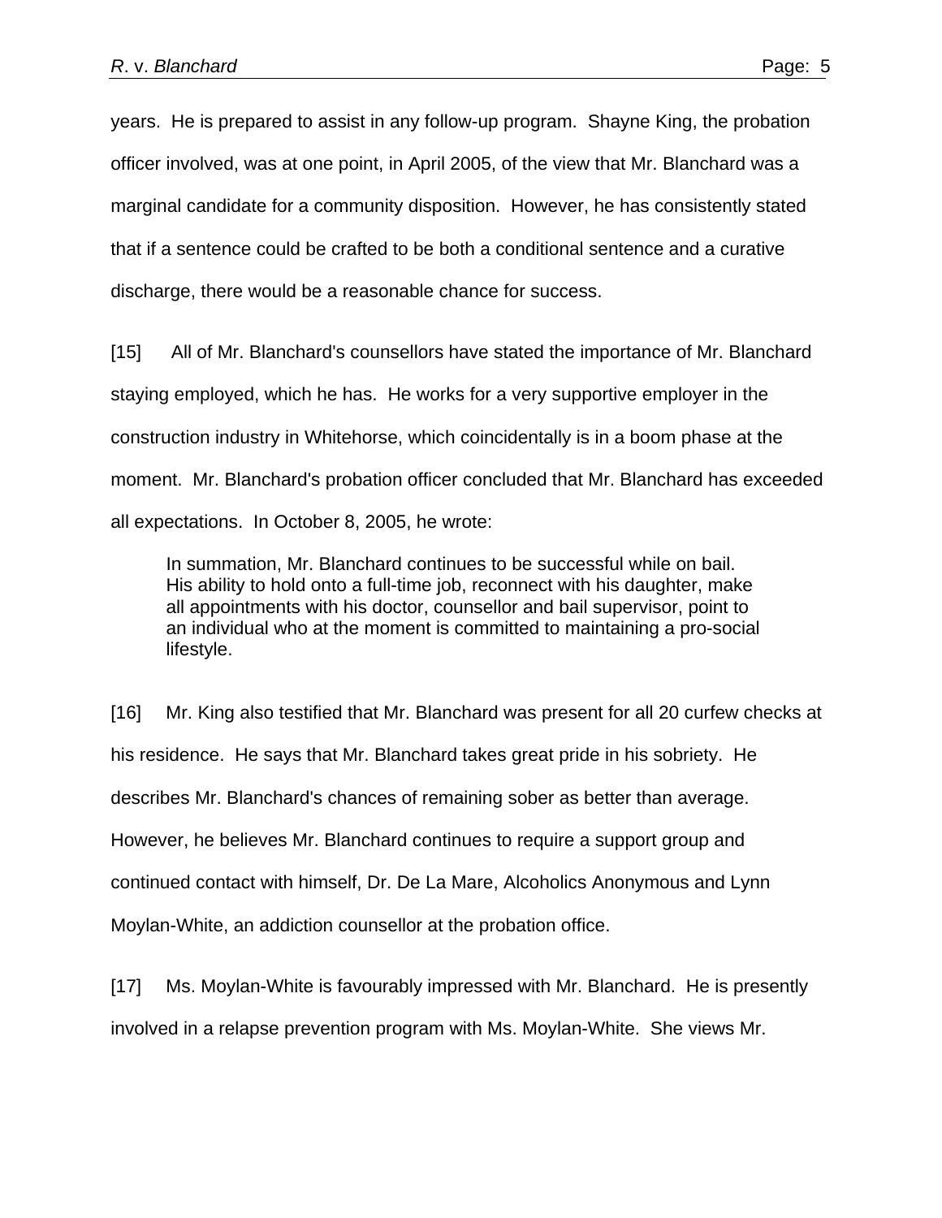years. He is prepared to assist in any follow-up program. Shayne King, the probation officer involved, was at one point, in April 2005, of the view that Mr. Blanchard was a marginal candidate for a community disposition. However, he has consistently stated that if a sentence could be crafted to be both a conditional sentence and a curative discharge, there would be a reasonable chance for success.

[15] All of Mr. Blanchard's counsellors have stated the importance of Mr. Blanchard staying employed, which he has. He works for a very supportive employer in the construction industry in Whitehorse, which coincidentally is in a boom phase at the moment. Mr. Blanchard's probation officer concluded that Mr. Blanchard has exceeded all expectations. In October 8, 2005, he wrote:

> In summation, Mr. Blanchard continues to be successful while on bail. His ability to hold onto a full-time job, reconnect with his daughter, make all appointments with his doctor, counsellor and bail supervisor, point to an individual who at the moment is committed to maintaining a pro-social lifestyle.

[16] Mr. King also testified that Mr. Blanchard was present for all 20 curfew checks at his residence. He says that Mr. Blanchard takes great pride in his sobriety. He describes Mr. Blanchard's chances of remaining sober as better than average. However, he believes Mr. Blanchard continues to require a support group and continued contact with himself, Dr. De La Mare, Alcoholics Anonymous and Lynn Moylan-White, an addiction counsellor at the probation office.

[17] Ms. Moylan-White is favourably impressed with Mr. Blanchard. He is presently involved in a relapse prevention program with Ms. Moylan-White. She views Mr.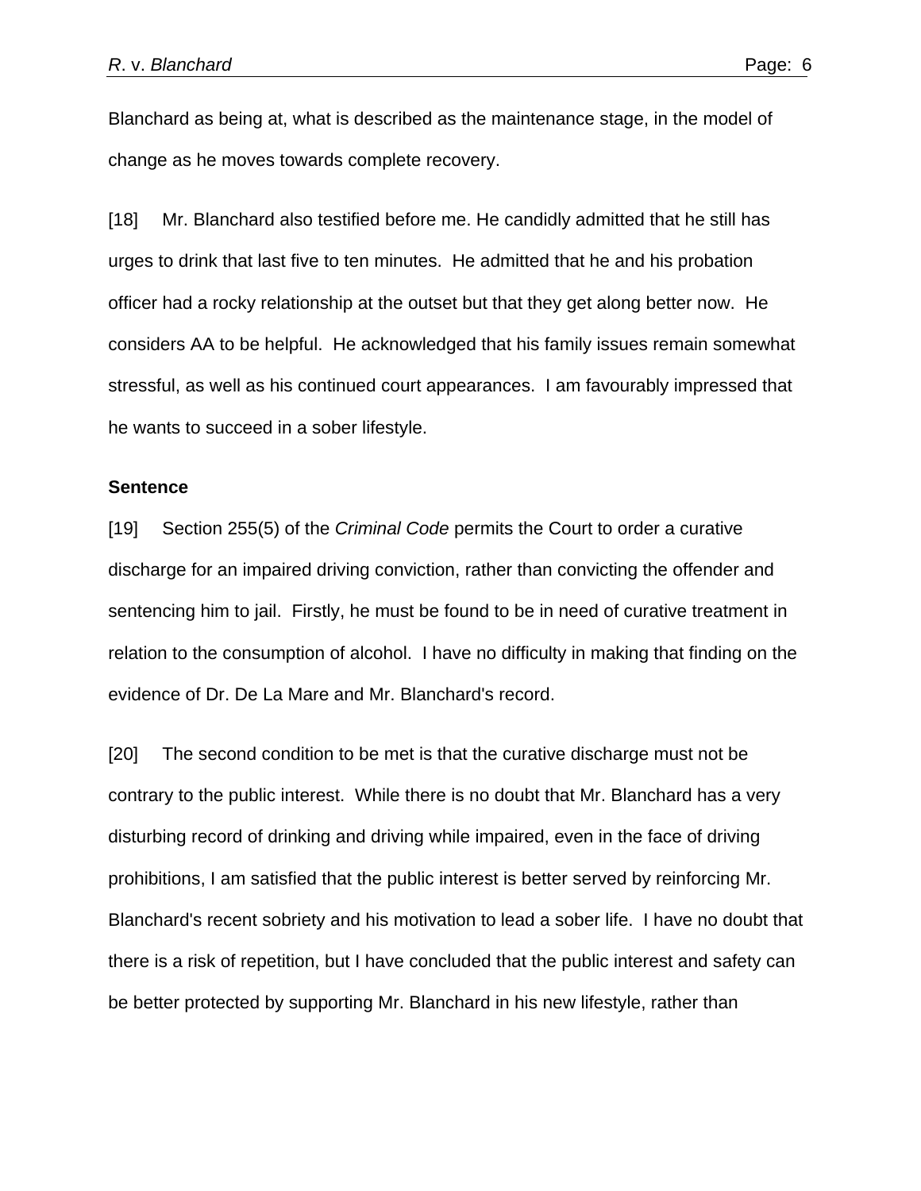Blanchard as being at, what is described as the maintenance stage, in the model of change as he moves towards complete recovery.

[18] Mr. Blanchard also testified before me. He candidly admitted that he still has urges to drink that last five to ten minutes. He admitted that he and his probation officer had a rocky relationship at the outset but that they get along better now. He considers AA to be helpful. He acknowledged that his family issues remain somewhat stressful, as well as his continued court appearances. I am favourably impressed that he wants to succeed in a sober lifestyle.

**Sentence**

[19] Section 255(5) of the *Criminal Code* permits the Court to order a curative discharge for an impaired driving conviction, rather than convicting the offender and sentencing him to jail. Firstly, he must be found to be in need of curative treatment in relation to the consumption of alcohol. I have no difficulty in making that finding on the evidence of Dr. De La Mare and Mr. Blanchard's record.

[20] The second condition to be met is that the curative discharge must not be contrary to the public interest. While there is no doubt that Mr. Blanchard has a very disturbing record of drinking and driving while impaired, even in the face of driving prohibitions, I am satisfied that the public interest is better served by reinforcing Mr. Blanchard's recent sobriety and his motivation to lead a sober life. I have no doubt that there is a risk of repetition, but I have concluded that the public interest and safety can be better protected by supporting Mr. Blanchard in his new lifestyle, rather than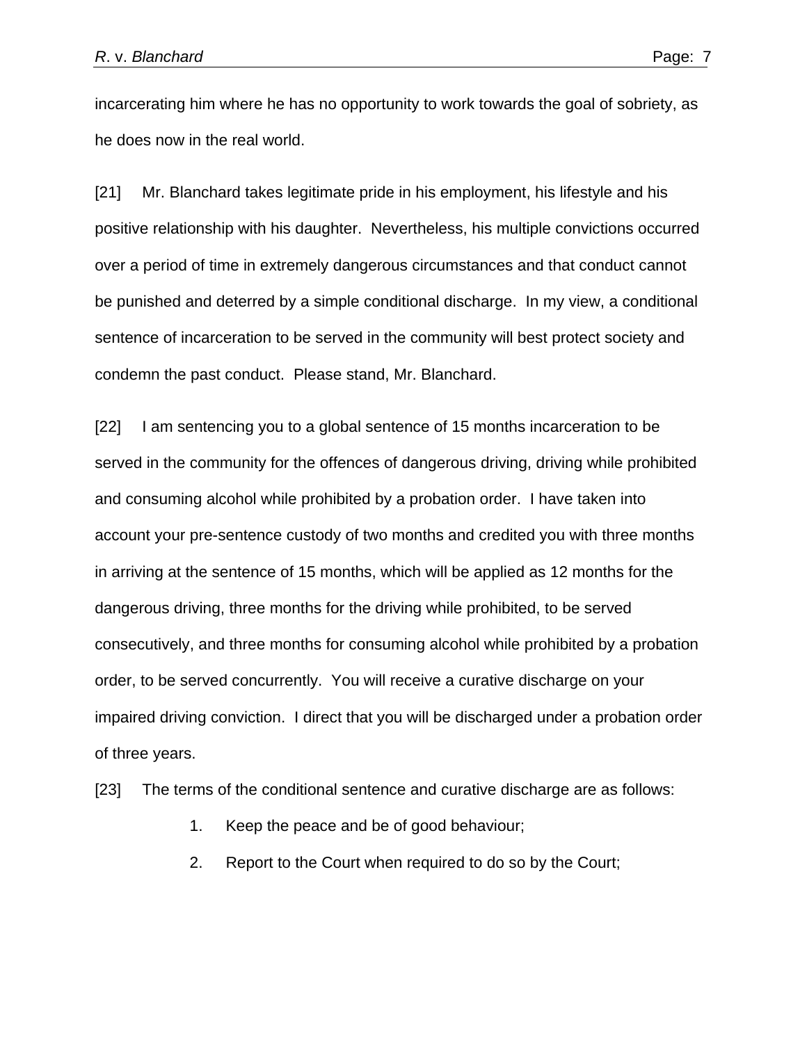incarcerating him where he has no opportunity to work towards the goal of sobriety, as he does now in the real world.

[21] Mr. Blanchard takes legitimate pride in his employment, his lifestyle and his positive relationship with his daughter. Nevertheless, his multiple convictions occurred over a period of time in extremely dangerous circumstances and that conduct cannot be punished and deterred by a simple conditional discharge. In my view, a conditional sentence of incarceration to be served in the community will best protect society and condemn the past conduct. Please stand, Mr. Blanchard.

[22] I am sentencing you to a global sentence of 15 months incarceration to be served in the community for the offences of dangerous driving, driving while prohibited and consuming alcohol while prohibited by a probation order. I have taken into account your pre-sentence custody of two months and credited you with three months in arriving at the sentence of 15 months, which will be applied as 12 months for the dangerous driving, three months for the driving while prohibited, to be served consecutively, and three months for consuming alcohol while prohibited by a probation order, to be served concurrently. You will receive a curative discharge on your impaired driving conviction. I direct that you will be discharged under a probation order of three years.

[23] The terms of the conditional sentence and curative discharge are as follows:

1. Keep the peace and be of good behaviour;
2. Report to the Court when required to do so by the Court;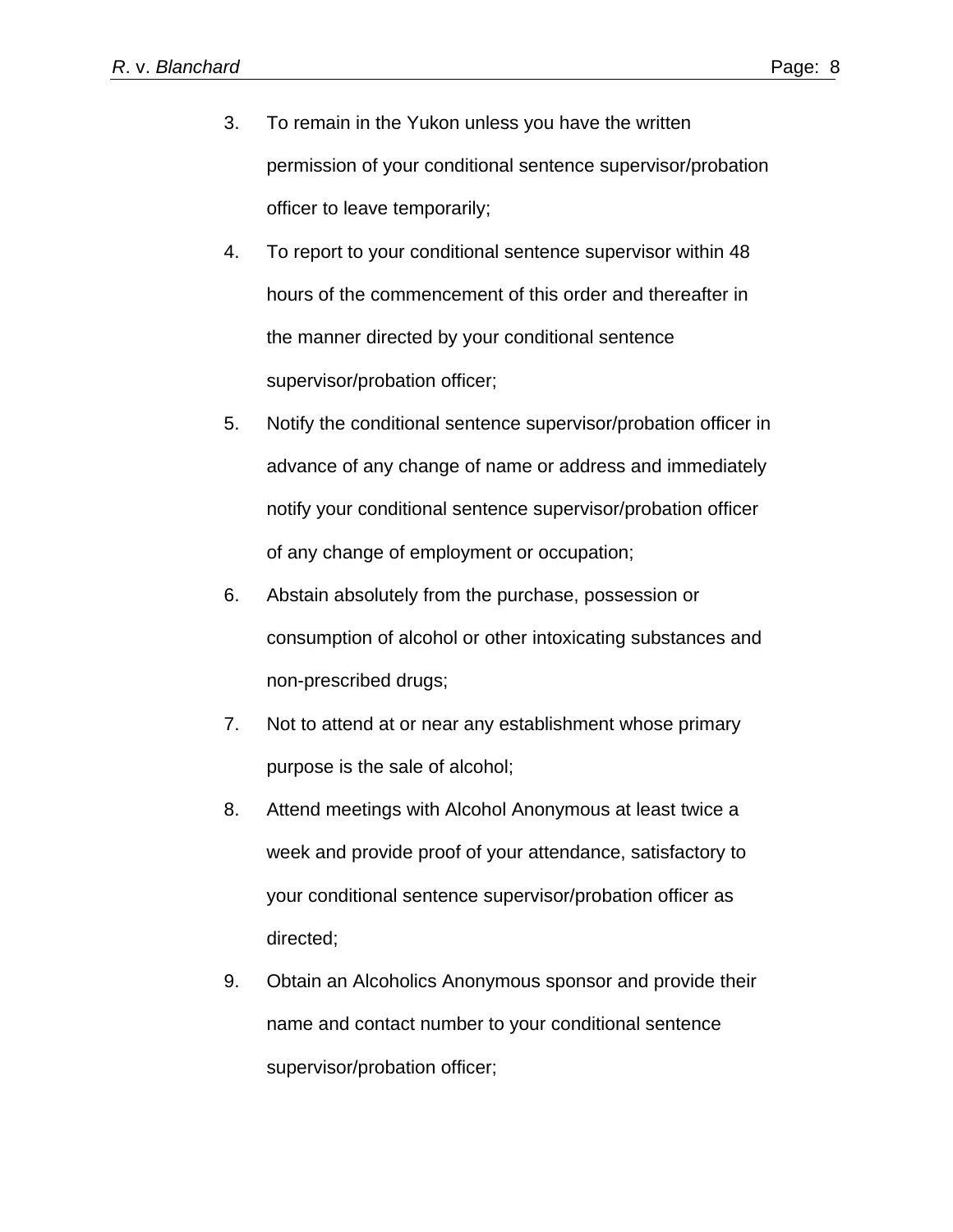3. To remain in the Yukon unless you have the written permission of your conditional sentence supervisor/probation officer to leave temporarily;

4. To report to your conditional sentence supervisor within 48 hours of the commencement of this order and thereafter in the manner directed by your conditional sentence supervisor/probation officer;

5. Notify the conditional sentence supervisor/probation officer in advance of any change of name or address and immediately notify your conditional sentence supervisor/probation officer of any change of employment or occupation;

6. Abstain absolutely from the purchase, possession or consumption of alcohol or other intoxicating substances and non-prescribed drugs;

7. Not to attend at or near any establishment whose primary purpose is the sale of alcohol;

8. Attend meetings with Alcohol Anonymous at least twice a week and provide proof of your attendance, satisfactory to your conditional sentence supervisor/probation officer as directed;

9. Obtain an Alcoholics Anonymous sponsor and provide their name and contact number to your conditional sentence supervisor/probation officer;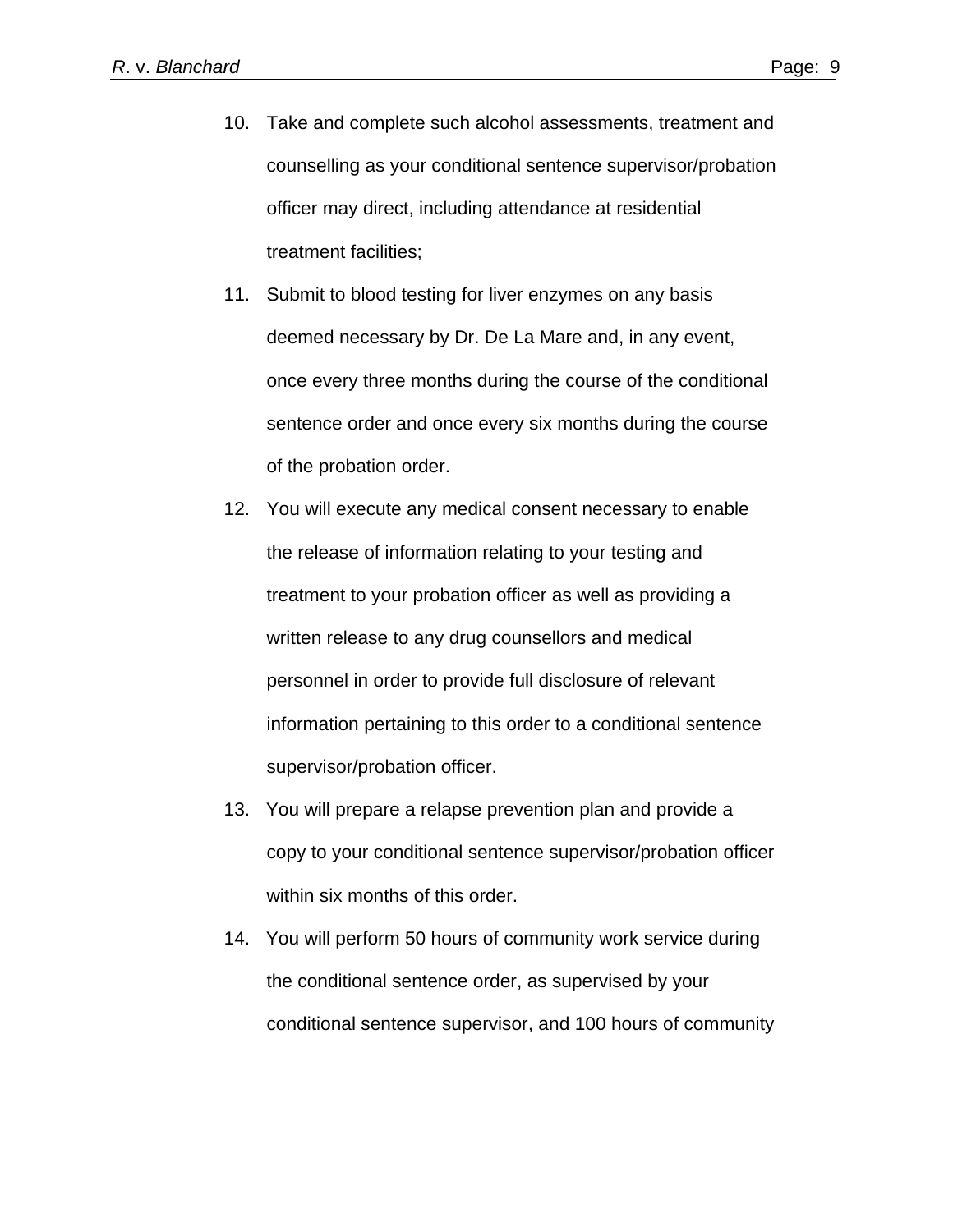10. Take and complete such alcohol assessments, treatment and counselling as your conditional sentence supervisor/probation officer may direct, including attendance at residential treatment facilities;
11. Submit to blood testing for liver enzymes on any basis deemed necessary by Dr. De La Mare and, in any event, once every three months during the course of the conditional sentence order and once every six months during the course of the probation order.
12. You will execute any medical consent necessary to enable the release of information relating to your testing and treatment to your probation officer as well as providing a written release to any drug counsellors and medical personnel in order to provide full disclosure of relevant information pertaining to this order to a conditional sentence supervisor/probation officer.
13. You will prepare a relapse prevention plan and provide a copy to your conditional sentence supervisor/probation officer within six months of this order.
14. You will perform 50 hours of community work service during the conditional sentence order, as supervised by your conditional sentence supervisor, and 100 hours of community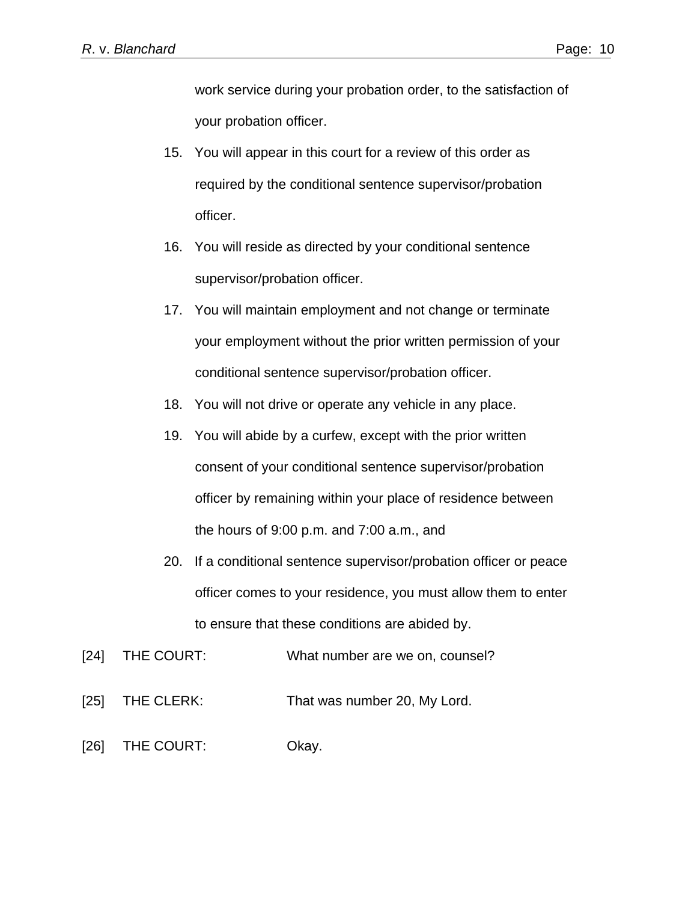work service during your probation order, to the satisfaction of your probation officer.

15. You will appear in this court for a review of this order as required by the conditional sentence supervisor/probation officer.
16. You will reside as directed by your conditional sentence supervisor/probation officer.
17. You will maintain employment and not change or terminate your employment without the prior written permission of your conditional sentence supervisor/probation officer.
18. You will not drive or operate any vehicle in any place.
19. You will abide by a curfew, except with the prior written consent of your conditional sentence supervisor/probation officer by remaining within your place of residence between the hours of 9:00 p.m. and 7:00 a.m., and
20. If a conditional sentence supervisor/probation officer or peace officer comes to your residence, you must allow them to enter to ensure that these conditions are abided by.

[24] THE COURT: What number are we on, counsel?

[25] THE CLERK: That was number 20, My Lord.

[26] THE COURT: Okay.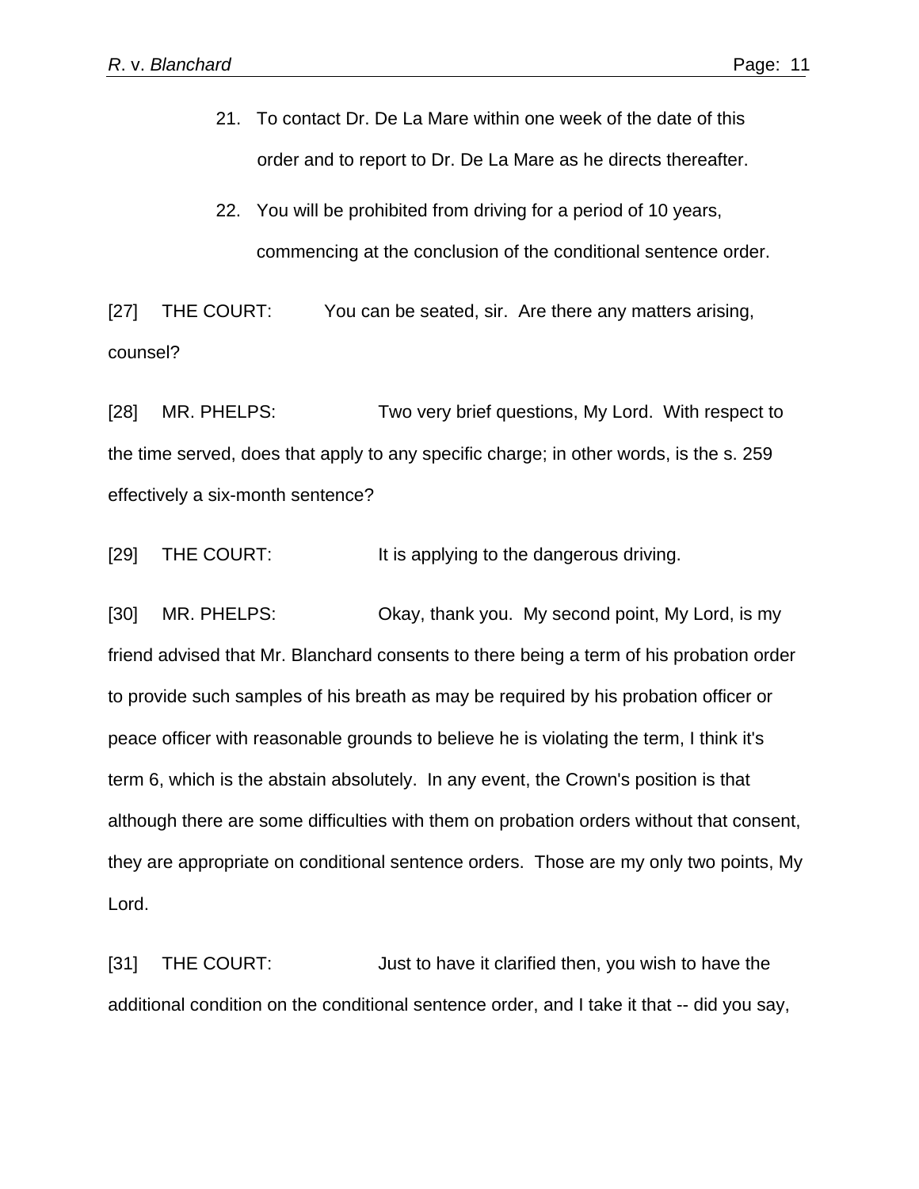21. To contact Dr. De La Mare within one week of the date of this order and to report to Dr. De La Mare as he directs thereafter.

22. You will be prohibited from driving for a period of 10 years, commencing at the conclusion of the conditional sentence order.

[27] THE COURT: You can be seated, sir. Are there any matters arising, counsel?

[28] MR. PHELPS: Two very brief questions, My Lord. With respect to the time served, does that apply to any specific charge; in other words, is the s. 259 effectively a six-month sentence?

[29] THE COURT: It is applying to the dangerous driving.

[30] MR. PHELPS: Okay, thank you. My second point, My Lord, is my friend advised that Mr. Blanchard consents to there being a term of his probation order to provide such samples of his breath as may be required by his probation officer or peace officer with reasonable grounds to believe he is violating the term, I think it's term 6, which is the abstain absolutely. In any event, the Crown's position is that although there are some difficulties with them on probation orders without that consent, they are appropriate on conditional sentence orders. Those are my only two points, My Lord.

[31] THE COURT: Just to have it clarified then, you wish to have the additional condition on the conditional sentence order, and I take it that -- did you say,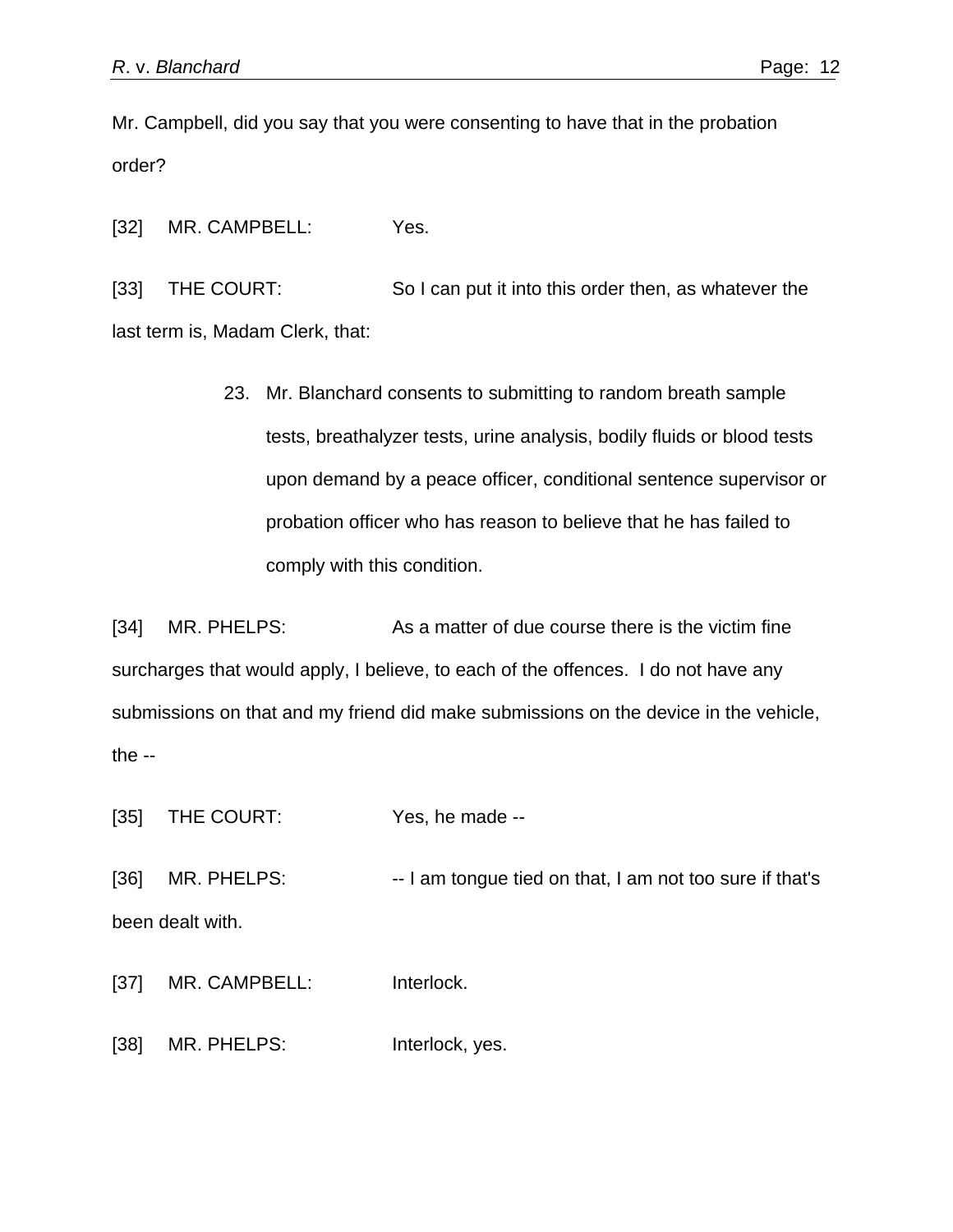Mr. Campbell, did you say that you were consenting to have that in the probation order?

[32] MR. CAMPBELL: Yes.

[33] THE COURT: So I can put it into this order then, as whatever the last term is, Madam Clerk, that:

> 23. Mr. Blanchard consents to submitting to random breath sample tests, breathalyzer tests, urine analysis, bodily fluids or blood tests upon demand by a peace officer, conditional sentence supervisor or probation officer who has reason to believe that he has failed to comply with this condition.

[34] MR. PHELPS: As a matter of due course there is the victim fine surcharges that would apply, I believe, to each of the offences. I do not have any submissions on that and my friend did make submissions on the device in the vehicle, the --

[35] THE COURT: Yes, he made --

[36] MR. PHELPS: -- I am tongue tied on that, I am not too sure if that's been dealt with.

[37] MR. CAMPBELL: Interlock.

[38] MR. PHELPS: Interlock, yes.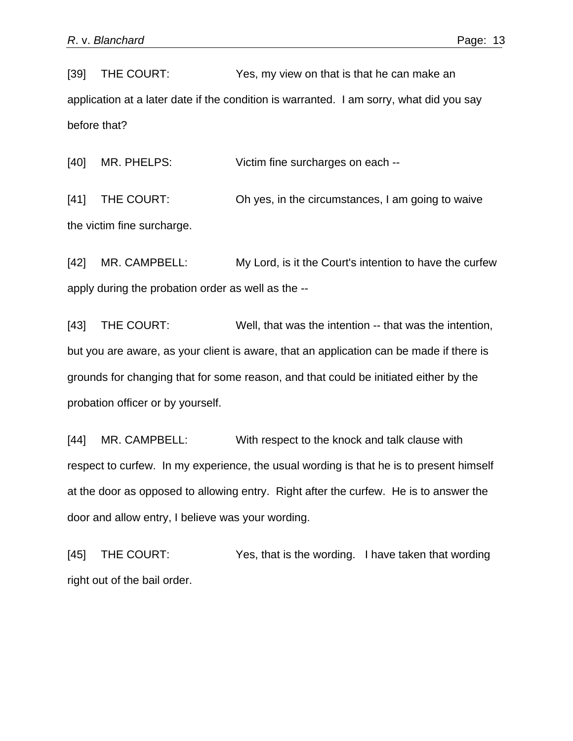[39] THE COURT: Yes, my view on that is that he can make an application at a later date if the condition is warranted. I am sorry, what did you say before that?

[40] MR. PHELPS: Victim fine surcharges on each --

[41] THE COURT: Oh yes, in the circumstances, I am going to waive the victim fine surcharge.

[42] MR. CAMPBELL: My Lord, is it the Court's intention to have the curfew apply during the probation order as well as the --

[43] THE COURT: Well, that was the intention -- that was the intention, but you are aware, as your client is aware, that an application can be made if there is grounds for changing that for some reason, and that could be initiated either by the probation officer or by yourself.

[44] MR. CAMPBELL: With respect to the knock and talk clause with respect to curfew. In my experience, the usual wording is that he is to present himself at the door as opposed to allowing entry. Right after the curfew. He is to answer the door and allow entry, I believe was your wording.

[45] THE COURT: Yes, that is the wording. I have taken that wording right out of the bail order.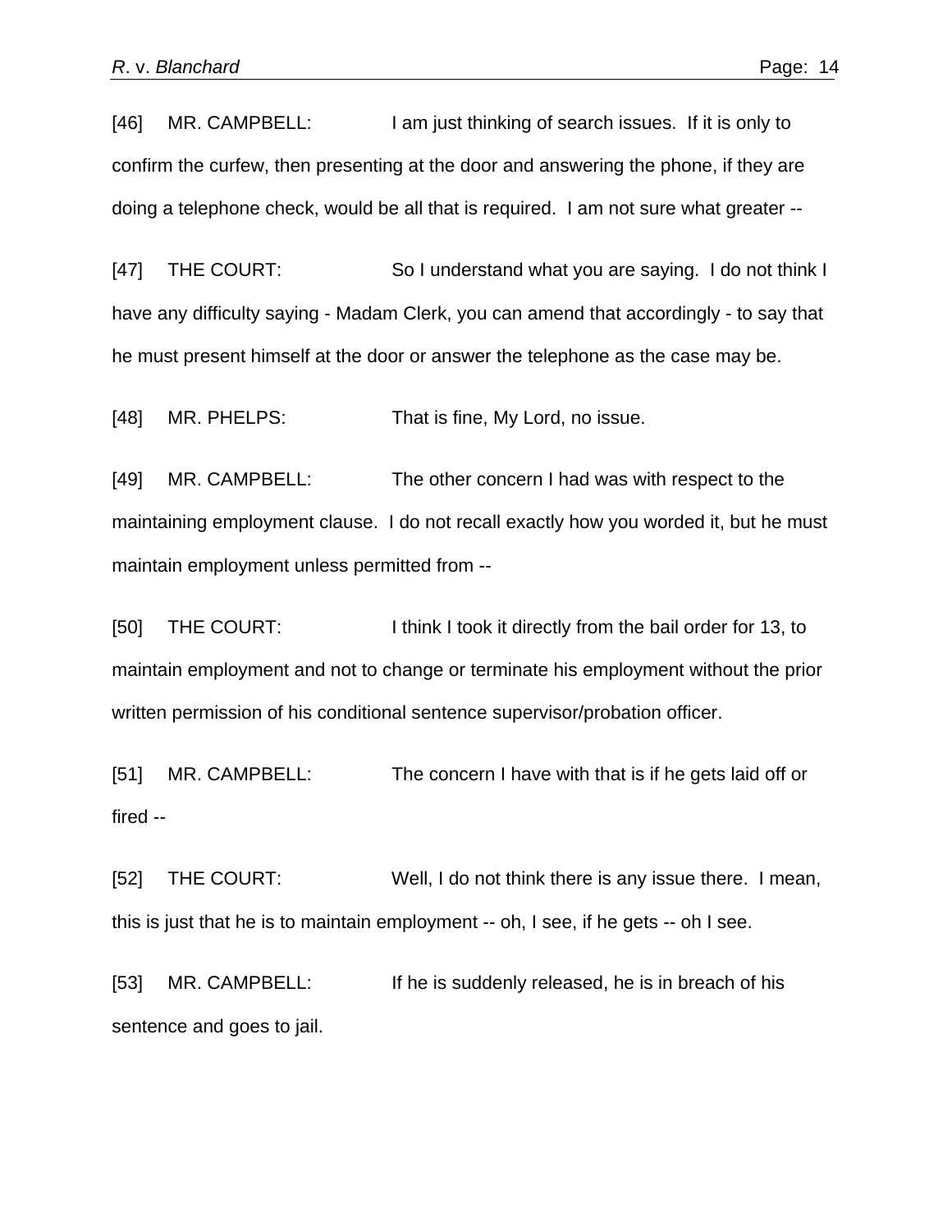[46] MR. CAMPBELL: I am just thinking of search issues. If it is only to confirm the curfew, then presenting at the door and answering the phone, if they are doing a telephone check, would be all that is required. I am not sure what greater --

[47] THE COURT: So I understand what you are saying. I do not think I have any difficulty saying - Madam Clerk, you can amend that accordingly - to say that he must present himself at the door or answer the telephone as the case may be.

[48] MR. PHELPS: That is fine, My Lord, no issue.

[49] MR. CAMPBELL: The other concern I had was with respect to the maintaining employment clause. I do not recall exactly how you worded it, but he must maintain employment unless permitted from --

[50] THE COURT: I think I took it directly from the bail order for 13, to maintain employment and not to change or terminate his employment without the prior written permission of his conditional sentence supervisor/probation officer.

[51] MR. CAMPBELL: The concern I have with that is if he gets laid off or fired --

[52] THE COURT: Well, I do not think there is any issue there. I mean, this is just that he is to maintain employment -- oh, I see, if he gets -- oh I see.

[53] MR. CAMPBELL: If he is suddenly released, he is in breach of his sentence and goes to jail.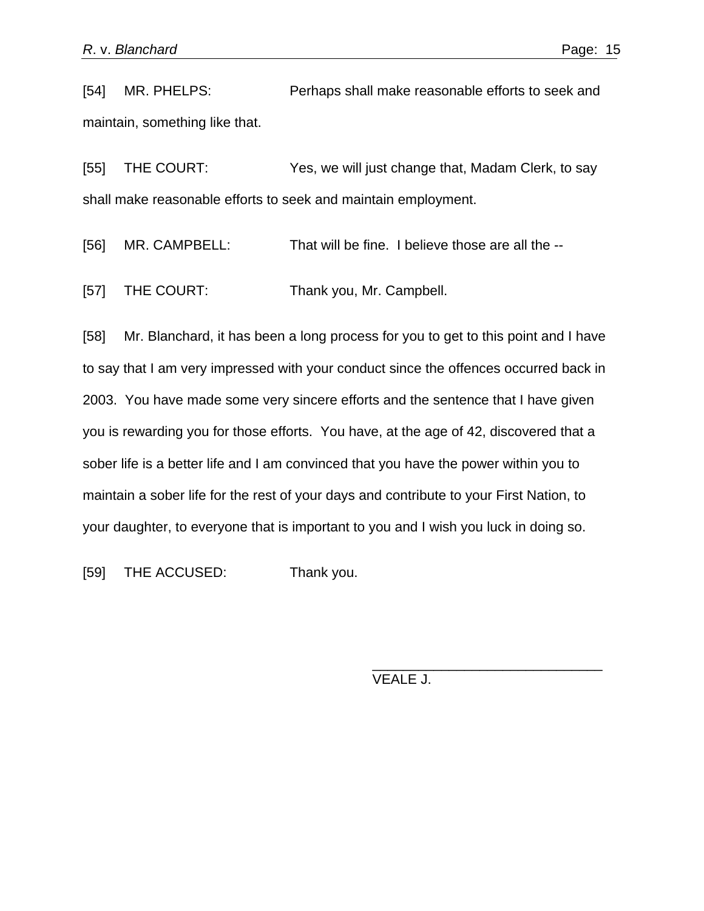[54] MR. PHELPS: Perhaps shall make reasonable efforts to seek and maintain, something like that.

[55] THE COURT: Yes, we will just change that, Madam Clerk, to say shall make reasonable efforts to seek and maintain employment.

[56] MR. CAMPBELL: That will be fine. I believe those are all the --

[57] THE COURT: Thank you, Mr. Campbell.

[58] Mr. Blanchard, it has been a long process for you to get to this point and I have to say that I am very impressed with your conduct since the offences occurred back in 2003. You have made some very sincere efforts and the sentence that I have given you is rewarding you for those efforts. You have, at the age of 42, discovered that a sober life is a better life and I am convinced that you have the power within you to maintain a sober life for the rest of your days and contribute to your First Nation, to your daughter, to everyone that is important to you and I wish you luck in doing so.

[59] THE ACCUSED: Thank you.

______________________________
VEALE J.